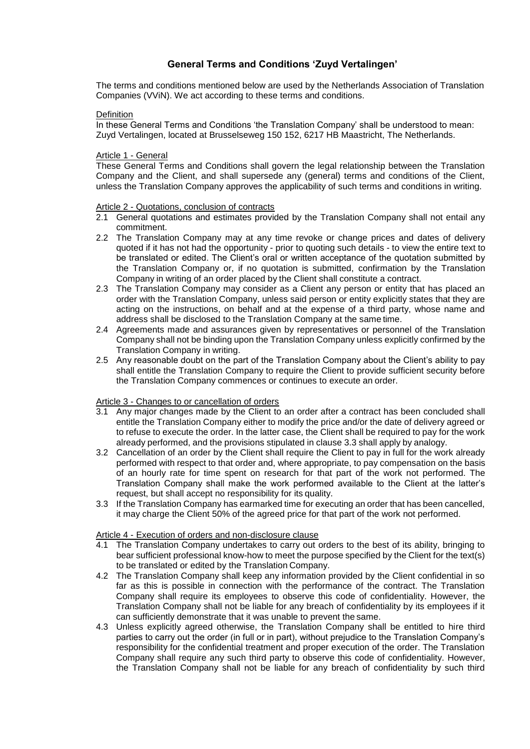# General Terms and Conditions 'Zuyd Vertalingen'

The terms and conditions mentioned below are used by the Netherlands Association of Translation Companies (VViN). We act according to these terms and conditions.

## Definition

In these General Terms and Conditions 'the Translation Company' shall be understood to mean: Zuyd Vertalingen, located at Brusselseweg 150 152, 6217 HB Maastricht, The Netherlands.

## Article 1 - General

These General Terms and Conditions shall govern the legal relationship between the Translation Company and the Client, and shall supersede any (general) terms and conditions of the Client, unless the Translation Company approves the applicability of such terms and conditions in writing.

## Article 2 - Quotations, conclusion of contracts

2.1 General quotations and estimates provided by the Translation Company shall not entail any commitment.

2.2 The Translation Company may at any time revoke or change prices and dates of delivery quoted if it has not had the opportunity - prior to quoting such details - to view the entire text to be translated or edited. The Client's oral or written acceptance of the quotation submitted by the Translation Company or, if no quotation is submitted, confirmation by the Translation Company in writing of an order placed by the Client shall constitute a contract.

2.3 The Translation Company may consider as a Client any person or entity that has placed an order with the Translation Company, unless said person or entity explicitly states that they are acting on the instructions, on behalf and at the expense of a third party, whose name and address shall be disclosed to the Translation Company at the same time.

2.4 Agreements made and assurances given by representatives or personnel of the Translation Company shall not be binding upon the Translation Company unless explicitly confirmed by the Translation Company in writing.

2.5 Any reasonable doubt on the part of the Translation Company about the Client's ability to pay shall entitle the Translation Company to require the Client to provide sufficient security before the Translation Company commences or continues to execute an order.

## Article 3 - Changes to or cancellation of orders

3.1 Any major changes made by the Client to an order after a contract has been concluded shall entitle the Translation Company either to modify the price and/or the date of delivery agreed or to refuse to execute the order. In the latter case, the Client shall be required to pay for the work already performed, and the provisions stipulated in clause 3.3 shall apply by analogy.

3.2 Cancellation of an order by the Client shall require the Client to pay in full for the work already performed with respect to that order and, where appropriate, to pay compensation on the basis of an hourly rate for time spent on research for that part of the work not performed. The Translation Company shall make the work performed available to the Client at the latter's request, but shall accept no responsibility for its quality.

3.3 If the Translation Company has earmarked time for executing an order that has been cancelled, it may charge the Client 50% of the agreed price for that part of the work not performed.

## Article 4 - Execution of orders and non-disclosure clause

4.1 The Translation Company undertakes to carry out orders to the best of its ability, bringing to bear sufficient professional know-how to meet the purpose specified by the Client for the text(s) to be translated or edited by the Translation Company.

4.2 The Translation Company shall keep any information provided by the Client confidential in so far as this is possible in connection with the performance of the contract. The Translation Company shall require its employees to observe this code of confidentiality. However, the Translation Company shall not be liable for any breach of confidentiality by its employees if it can sufficiently demonstrate that it was unable to prevent the same.

4.3 Unless explicitly agreed otherwise, the Translation Company shall be entitled to hire third parties to carry out the order (in full or in part), without prejudice to the Translation Company's responsibility for the confidential treatment and proper execution of the order. The Translation Company shall require any such third party to observe this code of confidentiality. However, the Translation Company shall not be liable for any breach of confidentiality by such third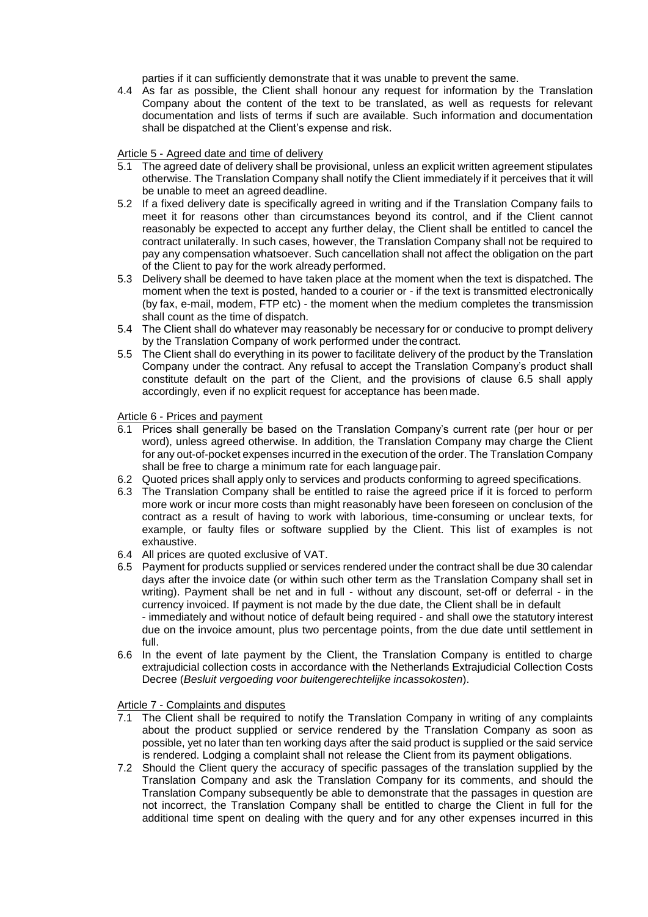parties if it can sufficiently demonstrate that it was unable to prevent the same.

4.4 As far as possible, the Client shall honour any request for information by the Translation Company about the content of the text to be translated, as well as requests for relevant documentation and lists of terms if such are available. Such information and documentation shall be dispatched at the Client's expense and risk.

Article 5 - Agreed date and time of delivery

5.1 The agreed date of delivery shall be provisional, unless an explicit written agreement stipulates otherwise. The Translation Company shall notify the Client immediately if it perceives that it will be unable to meet an agreed deadline.

5.2 If a fixed delivery date is specifically agreed in writing and if the Translation Company fails to meet it for reasons other than circumstances beyond its control, and if the Client cannot reasonably be expected to accept any further delay, the Client shall be entitled to cancel the contract unilaterally. In such cases, however, the Translation Company shall not be required to pay any compensation whatsoever. Such cancellation shall not affect the obligation on the part of the Client to pay for the work already performed.

5.3 Delivery shall be deemed to have taken place at the moment when the text is dispatched. The moment when the text is posted, handed to a courier or - if the text is transmitted electronically (by fax, e-mail, modem, FTP etc) - the moment when the medium completes the transmission shall count as the time of dispatch.

5.4 The Client shall do whatever may reasonably be necessary for or conducive to prompt delivery by the Translation Company of work performed under the contract.

5.5 The Client shall do everything in its power to facilitate delivery of the product by the Translation Company under the contract. Any refusal to accept the Translation Company's product shall constitute default on the part of the Client, and the provisions of clause 6.5 shall apply accordingly, even if no explicit request for acceptance has been made.

Article 6 - Prices and payment

6.1 Prices shall generally be based on the Translation Company's current rate (per hour or per word), unless agreed otherwise. In addition, the Translation Company may charge the Client for any out-of-pocket expenses incurred in the execution of the order. The Translation Company shall be free to charge a minimum rate for each language pair.

6.2 Quoted prices shall apply only to services and products conforming to agreed specifications.

6.3 The Translation Company shall be entitled to raise the agreed price if it is forced to perform more work or incur more costs than might reasonably have been foreseen on conclusion of the contract as a result of having to work with laborious, time-consuming or unclear texts, for example, or faulty files or software supplied by the Client. This list of examples is not exhaustive.

6.4 All prices are quoted exclusive of VAT.

6.5 Payment for products supplied or services rendered under the contract shall be due 30 calendar days after the invoice date (or within such other term as the Translation Company shall set in writing). Payment shall be net and in full - without any discount, set-off or deferral - in the currency invoiced. If payment is not made by the due date, the Client shall be in default - immediately and without notice of default being required - and shall owe the statutory interest due on the invoice amount, plus two percentage points, from the due date until settlement in full.

6.6 In the event of late payment by the Client, the Translation Company is entitled to charge extrajudicial collection costs in accordance with the Netherlands Extrajudicial Collection Costs Decree (*Besluit vergoeding voor buitengerechtelijke incassokosten*).

Article 7 - Complaints and disputes

7.1 The Client shall be required to notify the Translation Company in writing of any complaints about the product supplied or service rendered by the Translation Company as soon as possible, yet no later than ten working days after the said product is supplied or the said service is rendered. Lodging a complaint shall not release the Client from its payment obligations.

7.2 Should the Client query the accuracy of specific passages of the translation supplied by the Translation Company and ask the Translation Company for its comments, and should the Translation Company subsequently be able to demonstrate that the passages in question are not incorrect, the Translation Company shall be entitled to charge the Client in full for the additional time spent on dealing with the query and for any other expenses incurred in this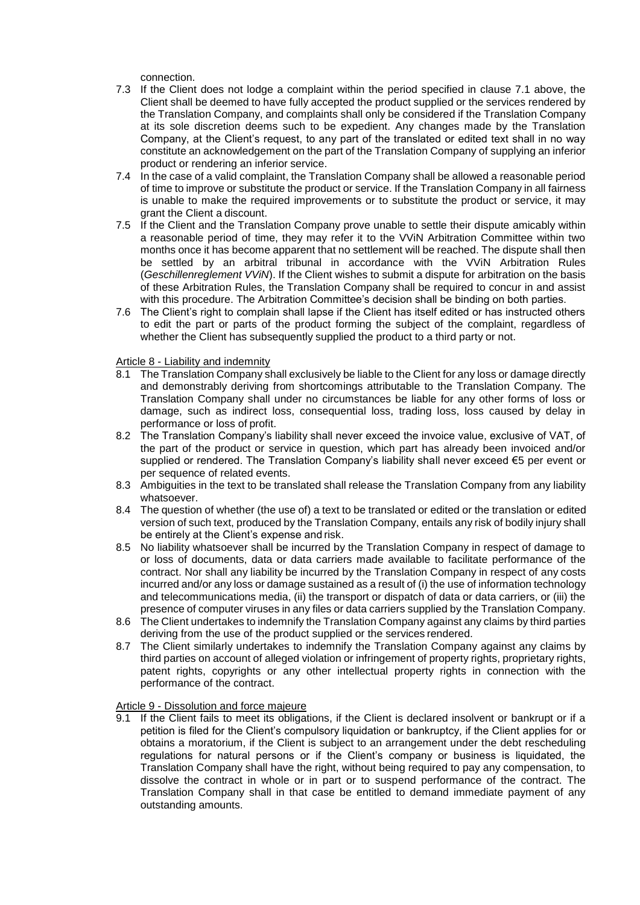connection.

7.3 If the Client does not lodge a complaint within the period specified in clause 7.1 above, the Client shall be deemed to have fully accepted the product supplied or the services rendered by the Translation Company, and complaints shall only be considered if the Translation Company at its sole discretion deems such to be expedient. Any changes made by the Translation Company, at the Client's request, to any part of the translated or edited text shall in no way constitute an acknowledgement on the part of the Translation Company of supplying an inferior product or rendering an inferior service.

7.4 In the case of a valid complaint, the Translation Company shall be allowed a reasonable period of time to improve or substitute the product or service. If the Translation Company in all fairness is unable to make the required improvements or to substitute the product or service, it may grant the Client a discount.

7.5 If the Client and the Translation Company prove unable to settle their dispute amicably within a reasonable period of time, they may refer it to the VViN Arbitration Committee within two months once it has become apparent that no settlement will be reached. The dispute shall then be settled by an arbitral tribunal in accordance with the VViN Arbitration Rules (*Geschillenreglement VViN*). If the Client wishes to submit a dispute for arbitration on the basis of these Arbitration Rules, the Translation Company shall be required to concur in and assist with this procedure. The Arbitration Committee's decision shall be binding on both parties.

7.6 The Client's right to complain shall lapse if the Client has itself edited or has instructed others to edit the part or parts of the product forming the subject of the complaint, regardless of whether the Client has subsequently supplied the product to a third party or not.

Article 8 - Liability and indemnity

8.1 The Translation Company shall exclusively be liable to the Client for any loss or damage directly and demonstrably deriving from shortcomings attributable to the Translation Company. The Translation Company shall under no circumstances be liable for any other forms of loss or damage, such as indirect loss, consequential loss, trading loss, loss caused by delay in performance or loss of profit.

8.2 The Translation Company's liability shall never exceed the invoice value, exclusive of VAT, of the part of the product or service in question, which part has already been invoiced and/or supplied or rendered. The Translation Company's liability shall never exceed €5 per event or per sequence of related events.

8.3 Ambiguities in the text to be translated shall release the Translation Company from any liability whatsoever.

8.4 The question of whether (the use of) a text to be translated or edited or the translation or edited version of such text, produced by the Translation Company, entails any risk of bodily injury shall be entirely at the Client's expense and risk.

8.5 No liability whatsoever shall be incurred by the Translation Company in respect of damage to or loss of documents, data or data carriers made available to facilitate performance of the contract. Nor shall any liability be incurred by the Translation Company in respect of any costs incurred and/or any loss or damage sustained as a result of (i) the use of information technology and telecommunications media, (ii) the transport or dispatch of data or data carriers, or (iii) the presence of computer viruses in any files or data carriers supplied by the Translation Company.

8.6 The Client undertakes to indemnify the Translation Company against any claims by third parties deriving from the use of the product supplied or the services rendered.

8.7 The Client similarly undertakes to indemnify the Translation Company against any claims by third parties on account of alleged violation or infringement of property rights, proprietary rights, patent rights, copyrights or any other intellectual property rights in connection with the performance of the contract.

Article 9 - Dissolution and force majeure

9.1 If the Client fails to meet its obligations, if the Client is declared insolvent or bankrupt or if a petition is filed for the Client's compulsory liquidation or bankruptcy, if the Client applies for or obtains a moratorium, if the Client is subject to an arrangement under the debt rescheduling regulations for natural persons or if the Client's company or business is liquidated, the Translation Company shall have the right, without being required to pay any compensation, to dissolve the contract in whole or in part or to suspend performance of the contract. The Translation Company shall in that case be entitled to demand immediate payment of any outstanding amounts.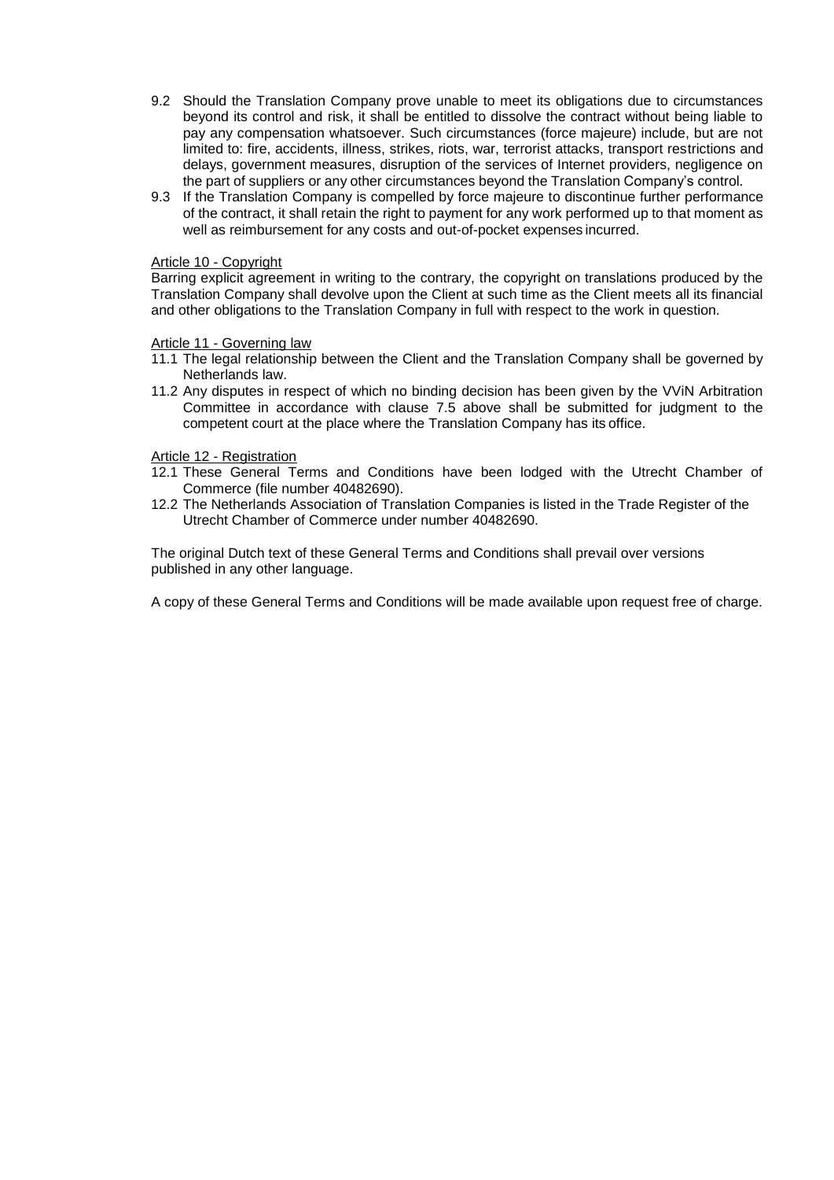9.2 Should the Translation Company prove unable to meet its obligations due to circumstances beyond its control and risk, it shall be entitled to dissolve the contract without being liable to pay any compensation whatsoever. Such circumstances (force majeure) include, but are not limited to: fire, accidents, illness, strikes, riots, war, terrorist attacks, transport restrictions and delays, government measures, disruption of the services of Internet providers, negligence on the part of suppliers or any other circumstances beyond the Translation Company's control.

9.3 If the Translation Company is compelled by force majeure to discontinue further performance of the contract, it shall retain the right to payment for any work performed up to that moment as well as reimbursement for any costs and out-of-pocket expenses incurred.

Article 10 - Copyright

Barring explicit agreement in writing to the contrary, the copyright on translations produced by the Translation Company shall devolve upon the Client at such time as the Client meets all its financial and other obligations to the Translation Company in full with respect to the work in question.

Article 11 - Governing law

11.1 The legal relationship between the Client and the Translation Company shall be governed by Netherlands law.

11.2 Any disputes in respect of which no binding decision has been given by the VViN Arbitration Committee in accordance with clause 7.5 above shall be submitted for judgment to the competent court at the place where the Translation Company has its office.

Article 12 - Registration

12.1 These General Terms and Conditions have been lodged with the Utrecht Chamber of Commerce (file number 40482690).

12.2 The Netherlands Association of Translation Companies is listed in the Trade Register of the Utrecht Chamber of Commerce under number 40482690.

The original Dutch text of these General Terms and Conditions shall prevail over versions published in any other language.

A copy of these General Terms and Conditions will be made available upon request free of charge.